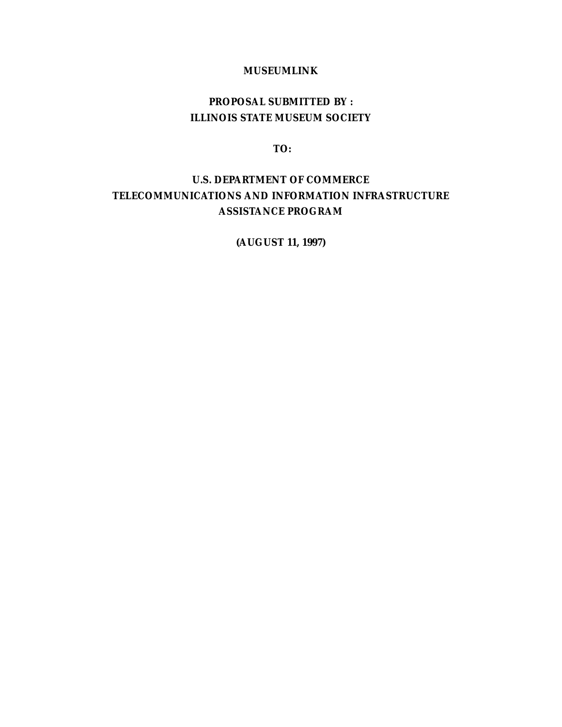# MUSEUMLINK

**PROPOSAL SUBMITTED BY :**
**ILLINOIS STATE MUSEUM SOCIETY**

**TO:**

**U.S. DEPARTMENT OF COMMERCE**
**TELECOMMUNICATIONS AND INFORMATION INFRASTRUCTURE ASSISTANCE PROGRAM**

**(AUGUST 11, 1997)**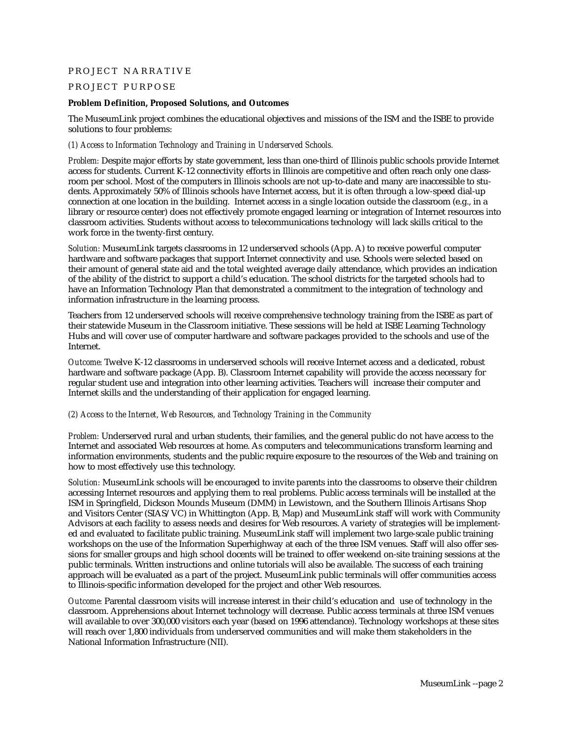# PROJECT NARRATIVE

## PROJECT PURPOSE

**Problem Definition, Proposed Solutions, and Outcomes**

The MuseumLink project combines the educational objectives and missions of the ISM and the ISBE to provide solutions to four problems:

*(1) Access to Information Technology and Training in Underserved Schools.*

*Problem:* Despite major efforts by state government, less than one-third of Illinois public schools provide Internet access for students. Current K-12 connectivity efforts in Illinois are competitive and often reach only one classroom per school. Most of the computers in Illinois schools are not up-to-date and many are inaccessible to students. Approximately 50% of Illinois schools have Internet access, but it is often through a low-speed dial-up connection at one location in the building. Internet access in a single location outside the classroom (e.g., in a library or resource center) does not effectively promote engaged learning or integration of Internet resources into classroom activities. Students without access to telecommunications technology will lack skills critical to the work force in the twenty-first century.

*Solution:* MuseumLink targets classrooms in 12 underserved schools (App. A) to receive powerful computer hardware and software packages that support Internet connectivity and use. Schools were selected based on their amount of general state aid and the total weighted average daily attendance, which provides an indication of the ability of the district to support a child's education. The school districts for the targeted schools had to have an Information Technology Plan that demonstrated a commitment to the integration of technology and information infrastructure in the learning process.

Teachers from 12 underserved schools will receive comprehensive technology training from the ISBE as part of their statewide Museum in the Classroom initiative. These sessions will be held at ISBE Learning Technology Hubs and will cover use of computer hardware and software packages provided to the schools and use of the Internet.

*Outcome:* Twelve K-12 classrooms in underserved schools will receive Internet access and a dedicated, robust hardware and software package (App. B). Classroom Internet capability will provide the access necessary for regular student use and integration into other learning activities. Teachers will increase their computer and Internet skills and the understanding of their application for engaged learning.

*(2) Access to the Internet, Web Resources, and Technology Training in the Community*

*Problem:* Underserved rural and urban students, their families, and the general public do not have access to the Internet and associated Web resources at home. As computers and telecommunications transform learning and information environments, students and the public require exposure to the resources of the Web and training on how to most effectively use this technology.

*Solution:* MuseumLink schools will be encouraged to invite parents into the classrooms to observe their children accessing Internet resources and applying them to real problems. Public access terminals will be installed at the ISM in Springfield, Dickson Mounds Museum (DMM) in Lewistown, and the Southern Illinois Artisans Shop and Visitors Center (SIAS/VC) in Whittington (App. B, Map) and MuseumLink staff will work with Community Advisors at each facility to assess needs and desires for Web resources. A variety of strategies will be implemented and evaluated to facilitate public training. MuseumLink staff will implement two large-scale public training workshops on the use of the Information Superhighway at each of the three ISM venues. Staff will also offer sessions for smaller groups and high school docents will be trained to offer weekend on-site training sessions at the public terminals. Written instructions and online tutorials will also be available. The success of each training approach will be evaluated as a part of the project. MuseumLink public terminals will offer communities access to Illinois-specific information developed for the project and other Web resources.

*Outcome:* Parental classroom visits will increase interest in their child's education and use of technology in the classroom. Apprehensions about Internet technology will decrease. Public access terminals at three ISM venues will available to over 300,000 visitors each year (based on 1996 attendance). Technology workshops at these sites will reach over 1,800 individuals from underserved communities and will make them stakeholders in the National Information Infrastructure (NII).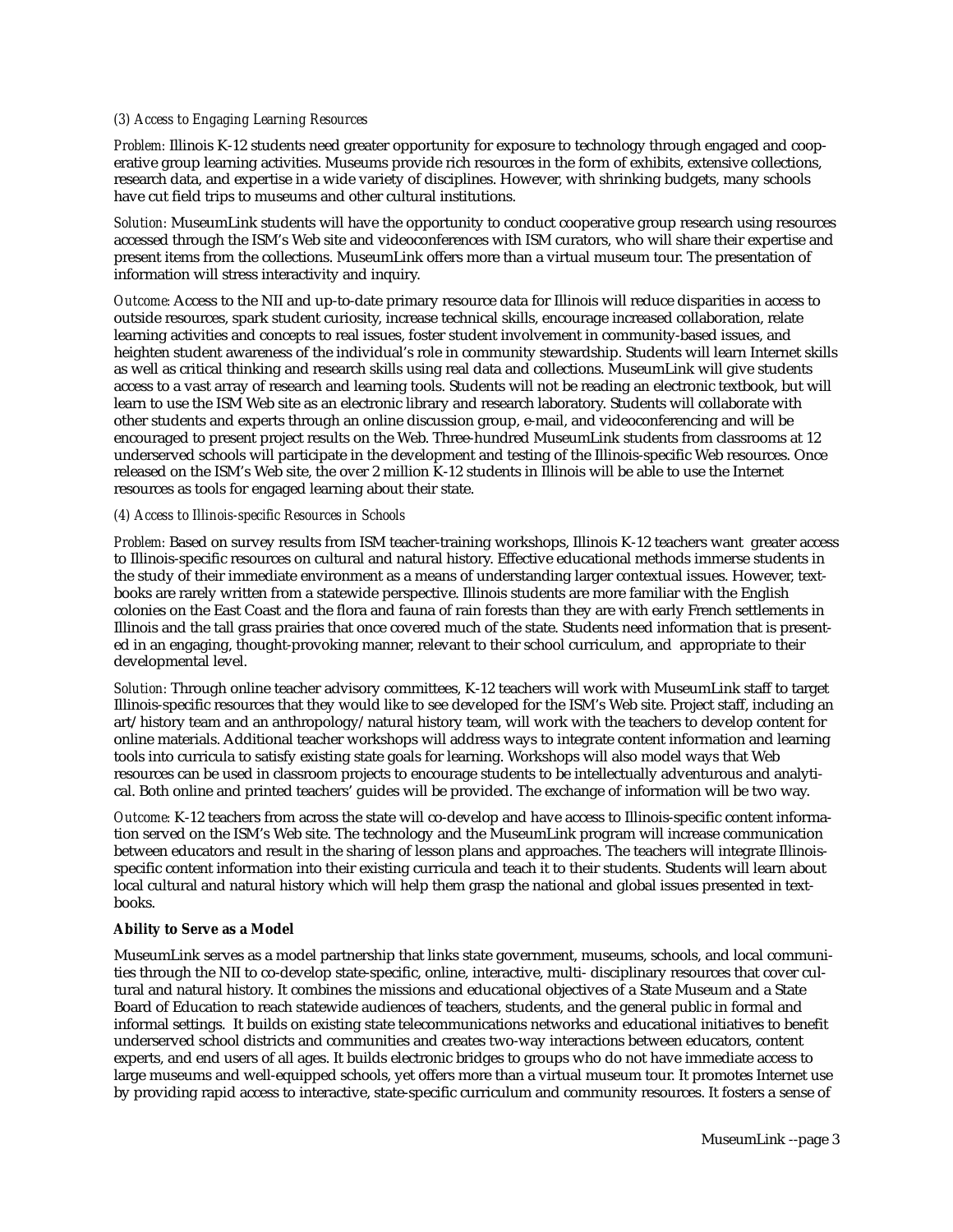*(3) Access to Engaging Learning Resources*

*Problem:* Illinois K-12 students need greater opportunity for exposure to technology through engaged and cooperative group learning activities. Museums provide rich resources in the form of exhibits, extensive collections, research data, and expertise in a wide variety of disciplines. However, with shrinking budgets, many schools have cut field trips to museums and other cultural institutions.

*Solution:* MuseumLink students will have the opportunity to conduct cooperative group research using resources accessed through the ISM's Web site and videoconferences with ISM curators, who will share their expertise and present items from the collections. MuseumLink offers more than a virtual museum tour. The presentation of information will stress interactivity and inquiry.

*Outcome:* Access to the NII and up-to-date primary resource data for Illinois will reduce disparities in access to outside resources, spark student curiosity, increase technical skills, encourage increased collaboration, relate learning activities and concepts to real issues, foster student involvement in community-based issues, and heighten student awareness of the individual's role in community stewardship. Students will learn Internet skills as well as critical thinking and research skills using real data and collections. MuseumLink will give students access to a vast array of research and learning tools. Students will not be reading an electronic textbook, but will learn to use the ISM Web site as an electronic library and research laboratory. Students will collaborate with other students and experts through an online discussion group, e-mail, and videoconferencing and will be encouraged to present project results on the Web. Three-hundred MuseumLink students from classrooms at 12 underserved schools will participate in the development and testing of the Illinois-specific Web resources. Once released on the ISM's Web site, the over 2 million K-12 students in Illinois will be able to use the Internet resources as tools for engaged learning about their state.

*(4) Access to Illinois-specific Resources in Schools*

*Problem:* Based on survey results from ISM teacher-training workshops, Illinois K-12 teachers want greater access to Illinois-specific resources on cultural and natural history. Effective educational methods immerse students in the study of their immediate environment as a means of understanding larger contextual issues. However, textbooks are rarely written from a statewide perspective. Illinois students are more familiar with the English colonies on the East Coast and the flora and fauna of rain forests than they are with early French settlements in Illinois and the tall grass prairies that once covered much of the state. Students need information that is presented in an engaging, thought-provoking manner, relevant to their school curriculum, and appropriate to their developmental level.

*Solution:* Through online teacher advisory committees, K-12 teachers will work with MuseumLink staff to target Illinois-specific resources that they would like to see developed for the ISM's Web site. Project staff, including an art/history team and an anthropology/natural history team, will work with the teachers to develop content for online materials. Additional teacher workshops will address ways to integrate content information and learning tools into curricula to satisfy existing state goals for learning. Workshops will also model ways that Web resources can be used in classroom projects to encourage students to be intellectually adventurous and analytical. Both online and printed teachers' guides will be provided. The exchange of information will be two way.

*Outcome:* K-12 teachers from across the state will co-develop and have access to Illinois-specific content information served on the ISM's Web site. The technology and the MuseumLink program will increase communication between educators and result in the sharing of lesson plans and approaches. The teachers will integrate Illinois-specific content information into their existing curricula and teach it to their students. Students will learn about local cultural and natural history which will help them grasp the national and global issues presented in textbooks.

**Ability to Serve as a Model**

MuseumLink serves as a model partnership that links state government, museums, schools, and local communities through the NII to co-develop state-specific, online, interactive, multi- disciplinary resources that cover cultural and natural history. It combines the missions and educational objectives of a State Museum and a State Board of Education to reach statewide audiences of teachers, students, and the general public in formal and informal settings. It builds on existing state telecommunications networks and educational initiatives to benefit underserved school districts and communities and creates two-way interactions between educators, content experts, and end users of all ages. It builds electronic bridges to groups who do not have immediate access to large museums and well-equipped schools, yet offers more than a virtual museum tour. It promotes Internet use by providing rapid access to interactive, state-specific curriculum and community resources. It fosters a sense of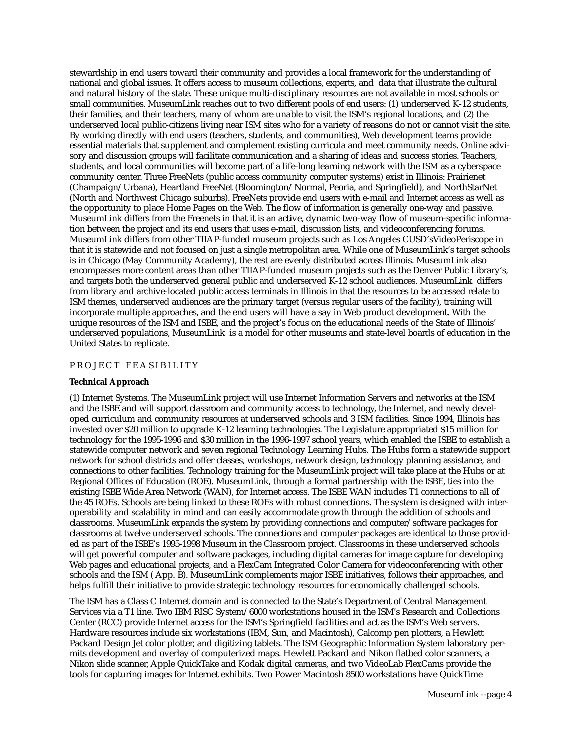stewardship in end users toward their community and provides a local framework for the understanding of national and global issues. It offers access to museum collections, experts, and data that illustrate the cultural and natural history of the state. These unique multi-disciplinary resources are not available in most schools or small communities. MuseumLink reaches out to two different pools of end users: (1) underserved K-12 students, their families, and their teachers, many of whom are unable to visit the ISM's regional locations, and (2) the underserved local public-citizens living near ISM sites who for a variety of reasons do not or cannot visit the site. By working directly with end users (teachers, students, and communities), Web development teams provide essential materials that supplement and complement existing curricula and meet community needs. Online advisory and discussion groups will facilitate communication and a sharing of ideas and success stories. Teachers, students, and local communities will become part of a life-long learning network with the ISM as a cyberspace community center. Three FreeNets (public access community computer systems) exist in Illinois: Prairienet (Champaign/Urbana), Heartland FreeNet (Bloomington/Normal, Peoria, and Springfield), and NorthStarNet (North and Northwest Chicago suburbs). FreeNets provide end users with e-mail and Internet access as well as the opportunity to place Home Pages on the Web. The flow of information is generally one-way and passive. MuseumLink differs from the Freenets in that it is an active, dynamic two-way flow of museum-specific information between the project and its end users that uses e-mail, discussion lists, and videoconferencing forums. MuseumLink differs from other TIIAP-funded museum projects such as Los Angeles CUSD'sVideoPeriscope in that it is statewide and not focused on just a single metropolitan area. While one of MuseumLink's target schools is in Chicago (May Community Academy), the rest are evenly distributed across Illinois. MuseumLink also encompasses more content areas than other TIIAP-funded museum projects such as the Denver Public Library's, and targets both the underserved general public and underserved K-12 school audiences. MuseumLink differs from library and archive-located public access terminals in Illinois in that the resources to be accessed relate to ISM themes, underserved audiences are the primary target (versus regular users of the facility), training will incorporate multiple approaches, and the end users will have a say in Web product development. With the unique resources of the ISM and ISBE, and the project's focus on the educational needs of the State of Illinois' underserved populations, MuseumLink is a model for other museums and state-level boards of education in the United States to replicate.

## PROJECT FEASIBILITY

### Technical Approach

(1) Internet Systems. The MuseumLink project will use Internet Information Servers and networks at the ISM and the ISBE and will support classroom and community access to technology, the Internet, and newly developed curriculum and community resources at underserved schools and 3 ISM facilities. Since 1994, Illinois has invested over $20 million to upgrade K-12 learning technologies. The Legislature appropriated $15 million for technology for the 1995-1996 and $30 million in the 1996-1997 school years, which enabled the ISBE to establish a statewide computer network and seven regional Technology Learning Hubs. The Hubs form a statewide support network for school districts and offer classes, workshops, network design, technology planning assistance, and connections to other facilities. Technology training for the MuseumLink project will take place at the Hubs or at Regional Offices of Education (ROE). MuseumLink, through a formal partnership with the ISBE, ties into the existing ISBE Wide Area Network (WAN), for Internet access. The ISBE WAN includes T1 connections to all of the 45 ROEs. Schools are being linked to these ROEs with robust connections. The system is designed with interoperability and scalability in mind and can easily accommodate growth through the addition of schools and classrooms. MuseumLink expands the system by providing connections and computer/software packages for classrooms at twelve underserved schools. The connections and computer packages are identical to those provided as part of the ISBE's 1995-1998 Museum in the Classroom project. Classrooms in these underserved schools will get powerful computer and software packages, including digital cameras for image capture for developing Web pages and educational projects, and a FlexCam Integrated Color Camera for videoconferencing with other schools and the ISM ( App. B). MuseumLink complements major ISBE initiatives, follows their approaches, and helps fulfill their initiative to provide strategic technology resources for economically challenged schools.

The ISM has a Class C Internet domain and is connected to the State's Department of Central Management Services via a T1 line. Two IBM RISC System/6000 workstations housed in the ISM's Research and Collections Center (RCC) provide Internet access for the ISM's Springfield facilities and act as the ISM's Web servers. Hardware resources include six workstations (IBM, Sun, and Macintosh), Calcomp pen plotters, a Hewlett Packard Design Jet color plotter, and digitizing tablets. The ISM Geographic Information System laboratory permits development and overlay of computerized maps. Hewlett Packard and Nikon flatbed color scanners, a Nikon slide scanner, Apple QuickTake and Kodak digital cameras, and two VideoLab FlexCams provide the tools for capturing images for Internet exhibits. Two Power Macintosh 8500 workstations have QuickTime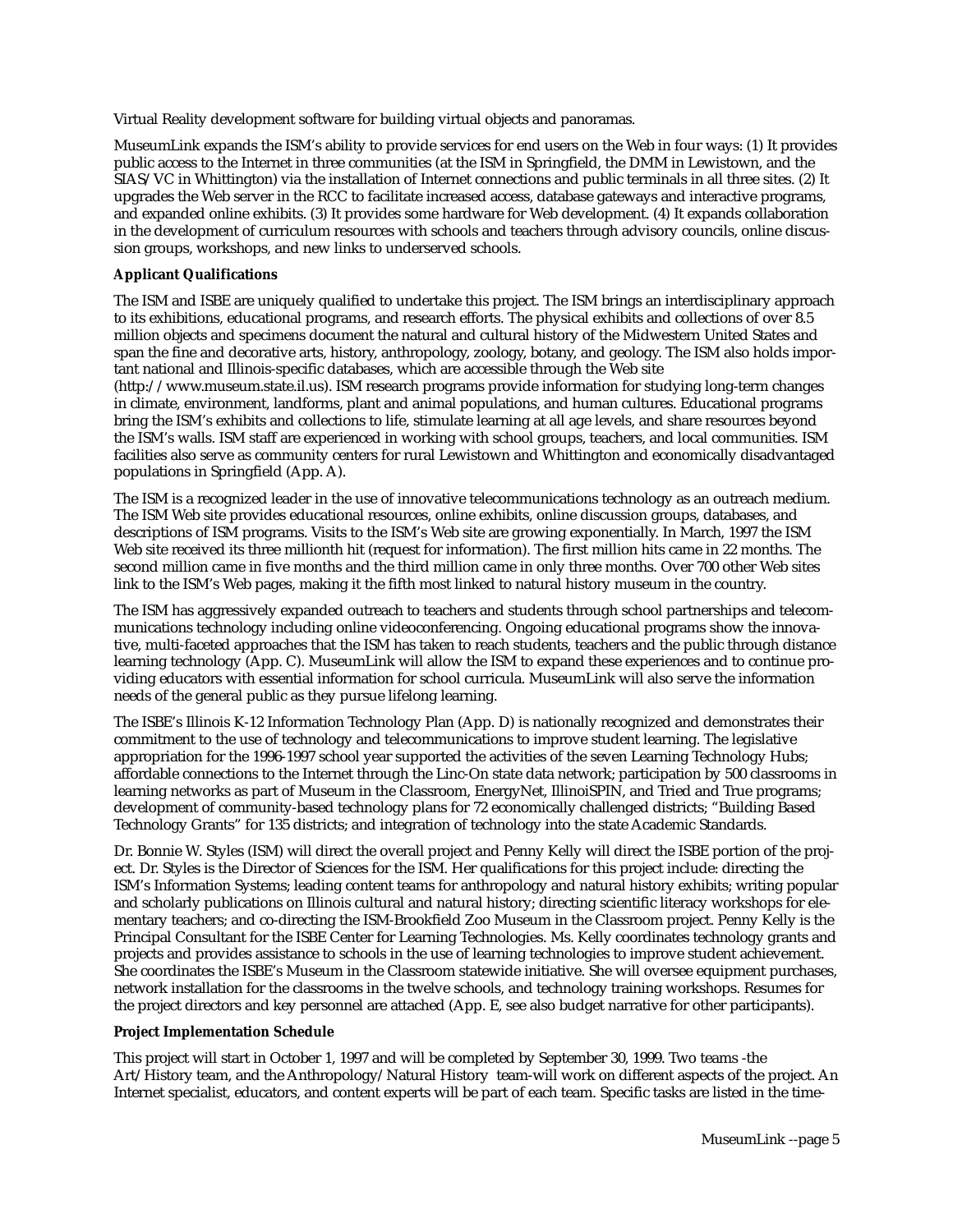Virtual Reality development software for building virtual objects and panoramas.

MuseumLink expands the ISM's ability to provide services for end users on the Web in four ways: (1) It provides public access to the Internet in three communities (at the ISM in Springfield, the DMM in Lewistown, and the SIAS/VC in Whittington) via the installation of Internet connections and public terminals in all three sites. (2) It upgrades the Web server in the RCC to facilitate increased access, database gateways and interactive programs, and expanded online exhibits. (3) It provides some hardware for Web development. (4) It expands collaboration in the development of curriculum resources with schools and teachers through advisory councils, online discussion groups, workshops, and new links to underserved schools.

**Applicant Qualifications**

The ISM and ISBE are uniquely qualified to undertake this project. The ISM brings an interdisciplinary approach to its exhibitions, educational programs, and research efforts. The physical exhibits and collections of over 8.5 million objects and specimens document the natural and cultural history of the Midwestern United States and span the fine and decorative arts, history, anthropology, zoology, botany, and geology. The ISM also holds important national and Illinois-specific databases, which are accessible through the Web site (http://www.museum.state.il.us). ISM research programs provide information for studying long-term changes in climate, environment, landforms, plant and animal populations, and human cultures. Educational programs bring the ISM's exhibits and collections to life, stimulate learning at all age levels, and share resources beyond the ISM's walls. ISM staff are experienced in working with school groups, teachers, and local communities. ISM facilities also serve as community centers for rural Lewistown and Whittington and economically disadvantaged populations in Springfield (App. A).

The ISM is a recognized leader in the use of innovative telecommunications technology as an outreach medium. The ISM Web site provides educational resources, online exhibits, online discussion groups, databases, and descriptions of ISM programs. Visits to the ISM's Web site are growing exponentially. In March, 1997 the ISM Web site received its three millionth hit (request for information). The first million hits came in 22 months. The second million came in five months and the third million came in only three months. Over 700 other Web sites link to the ISM's Web pages, making it the fifth most linked to natural history museum in the country.

The ISM has aggressively expanded outreach to teachers and students through school partnerships and telecommunications technology including online videoconferencing. Ongoing educational programs show the innovative, multi-faceted approaches that the ISM has taken to reach students, teachers and the public through distance learning technology (App. C). MuseumLink will allow the ISM to expand these experiences and to continue providing educators with essential information for school curricula. MuseumLink will also serve the information needs of the general public as they pursue lifelong learning.

The ISBE's Illinois K-12 Information Technology Plan (App. D) is nationally recognized and demonstrates their commitment to the use of technology and telecommunications to improve student learning. The legislative appropriation for the 1996-1997 school year supported the activities of the seven Learning Technology Hubs; affordable connections to the Internet through the Linc-On state data network; participation by 500 classrooms in learning networks as part of Museum in the Classroom, EnergyNet, IllinoiSPIN, and Tried and True programs; development of community-based technology plans for 72 economically challenged districts; "Building Based Technology Grants" for 135 districts; and integration of technology into the state Academic Standards.

Dr. Bonnie W. Styles (ISM) will direct the overall project and Penny Kelly will direct the ISBE portion of the project. Dr. Styles is the Director of Sciences for the ISM. Her qualifications for this project include: directing the ISM's Information Systems; leading content teams for anthropology and natural history exhibits; writing popular and scholarly publications on Illinois cultural and natural history; directing scientific literacy workshops for elementary teachers; and co-directing the ISM-Brookfield Zoo Museum in the Classroom project. Penny Kelly is the Principal Consultant for the ISBE Center for Learning Technologies. Ms. Kelly coordinates technology grants and projects and provides assistance to schools in the use of learning technologies to improve student achievement. She coordinates the ISBE's Museum in the Classroom statewide initiative. She will oversee equipment purchases, network installation for the classrooms in the twelve schools, and technology training workshops. Resumes for the project directors and key personnel are attached (App. E, see also budget narrative for other participants).

**Project Implementation Schedule**

This project will start in October 1, 1997 and will be completed by September 30, 1999. Two teams -the Art/History team, and the Anthropology/Natural History team-will work on different aspects of the project. An Internet specialist, educators, and content experts will be part of each team. Specific tasks are listed in the time-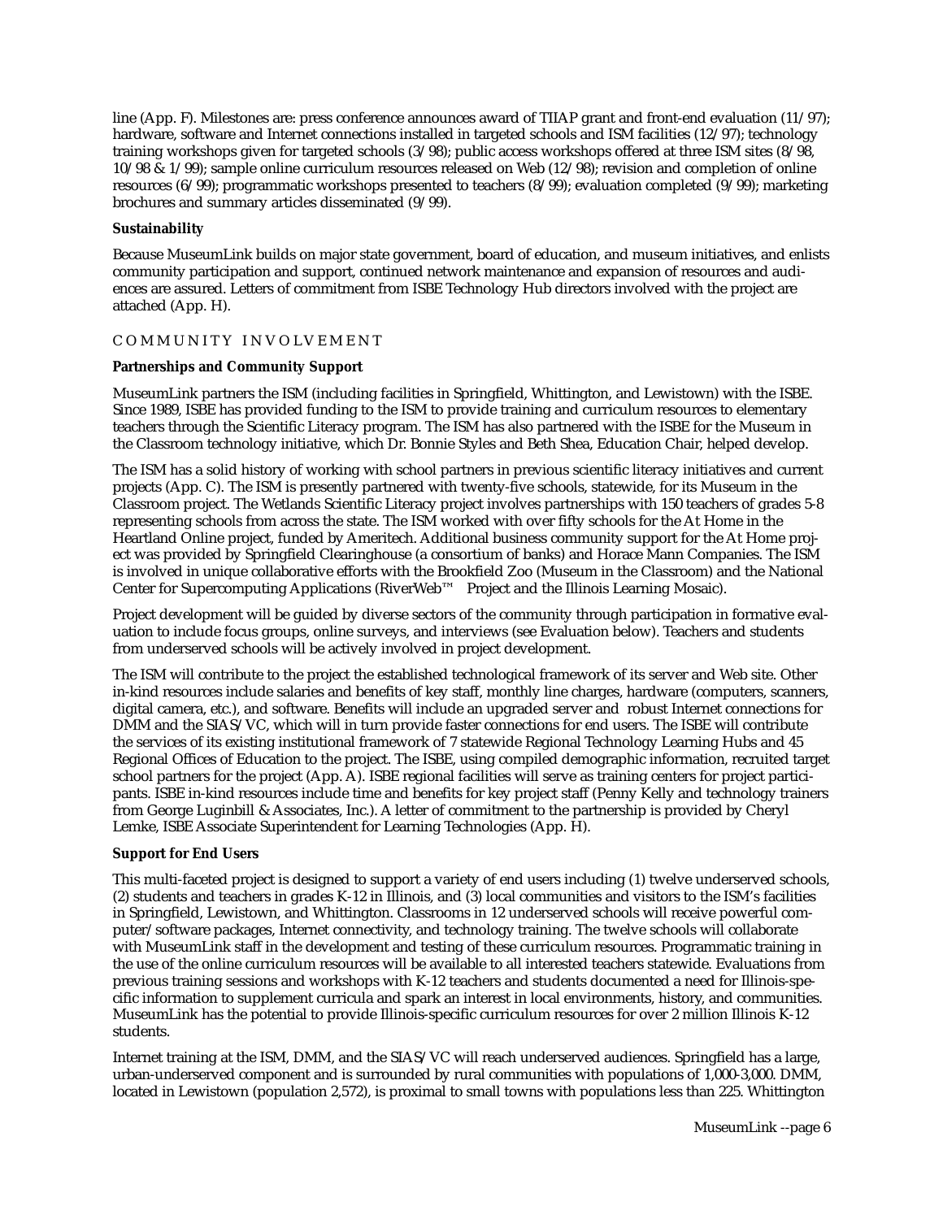line (App. F). Milestones are: press conference announces award of TIIAP grant and front-end evaluation (11/97); hardware, software and Internet connections installed in targeted schools and ISM facilities (12/97); technology training workshops given for targeted schools (3/98); public access workshops offered at three ISM sites (8/98, 10/98 & 1/99); sample online curriculum resources released on Web (12/98); revision and completion of online resources (6/99); programmatic workshops presented to teachers (8/99); evaluation completed (9/99); marketing brochures and summary articles disseminated (9/99).

**Sustainability**

Because MuseumLink builds on major state government, board of education, and museum initiatives, and enlists community participation and support, continued network maintenance and expansion of resources and audiences are assured. Letters of commitment from ISBE Technology Hub directors involved with the project are attached (App. H).

## COMMUNITY INVOLVEMENT

**Partnerships and Community Support**

MuseumLink partners the ISM (including facilities in Springfield, Whittington, and Lewistown) with the ISBE. Since 1989, ISBE has provided funding to the ISM to provide training and curriculum resources to elementary teachers through the Scientific Literacy program. The ISM has also partnered with the ISBE for the Museum in the Classroom technology initiative, which Dr. Bonnie Styles and Beth Shea, Education Chair, helped develop.

The ISM has a solid history of working with school partners in previous scientific literacy initiatives and current projects (App. C). The ISM is presently partnered with twenty-five schools, statewide, for its Museum in the Classroom project. The Wetlands Scientific Literacy project involves partnerships with 150 teachers of grades 5-8 representing schools from across the state. The ISM worked with over fifty schools for the At Home in the Heartland Online project, funded by Ameritech. Additional business community support for the At Home project was provided by Springfield Clearinghouse (a consortium of banks) and Horace Mann Companies. The ISM is involved in unique collaborative efforts with the Brookfield Zoo (Museum in the Classroom) and the National Center for Supercomputing Applications (RiverWeb™ Project and the Illinois Learning Mosaic).

Project development will be guided by diverse sectors of the community through participation in formative evaluation to include focus groups, online surveys, and interviews (see Evaluation below). Teachers and students from underserved schools will be actively involved in project development.

The ISM will contribute to the project the established technological framework of its server and Web site. Other in-kind resources include salaries and benefits of key staff, monthly line charges, hardware (computers, scanners, digital camera, etc.), and software. Benefits will include an upgraded server and robust Internet connections for DMM and the SIAS/VC, which will in turn provide faster connections for end users. The ISBE will contribute the services of its existing institutional framework of 7 statewide Regional Technology Learning Hubs and 45 Regional Offices of Education to the project. The ISBE, using compiled demographic information, recruited target school partners for the project (App. A). ISBE regional facilities will serve as training centers for project participants. ISBE in-kind resources include time and benefits for key project staff (Penny Kelly and technology trainers from George Luginbill & Associates, Inc.). A letter of commitment to the partnership is provided by Cheryl Lemke, ISBE Associate Superintendent for Learning Technologies (App. H).

**Support for End Users**

This multi-faceted project is designed to support a variety of end users including (1) twelve underserved schools, (2) students and teachers in grades K-12 in Illinois, and (3) local communities and visitors to the ISM's facilities in Springfield, Lewistown, and Whittington. Classrooms in 12 underserved schools will receive powerful computer/software packages, Internet connectivity, and technology training. The twelve schools will collaborate with MuseumLink staff in the development and testing of these curriculum resources. Programmatic training in the use of the online curriculum resources will be available to all interested teachers statewide. Evaluations from previous training sessions and workshops with K-12 teachers and students documented a need for Illinois-specific information to supplement curricula and spark an interest in local environments, history, and communities. MuseumLink has the potential to provide Illinois-specific curriculum resources for over 2 million Illinois K-12 students.

Internet training at the ISM, DMM, and the SIAS/VC will reach underserved audiences. Springfield has a large, urban-underserved component and is surrounded by rural communities with populations of 1,000-3,000. DMM, located in Lewistown (population 2,572), is proximal to small towns with populations less than 225. Whittington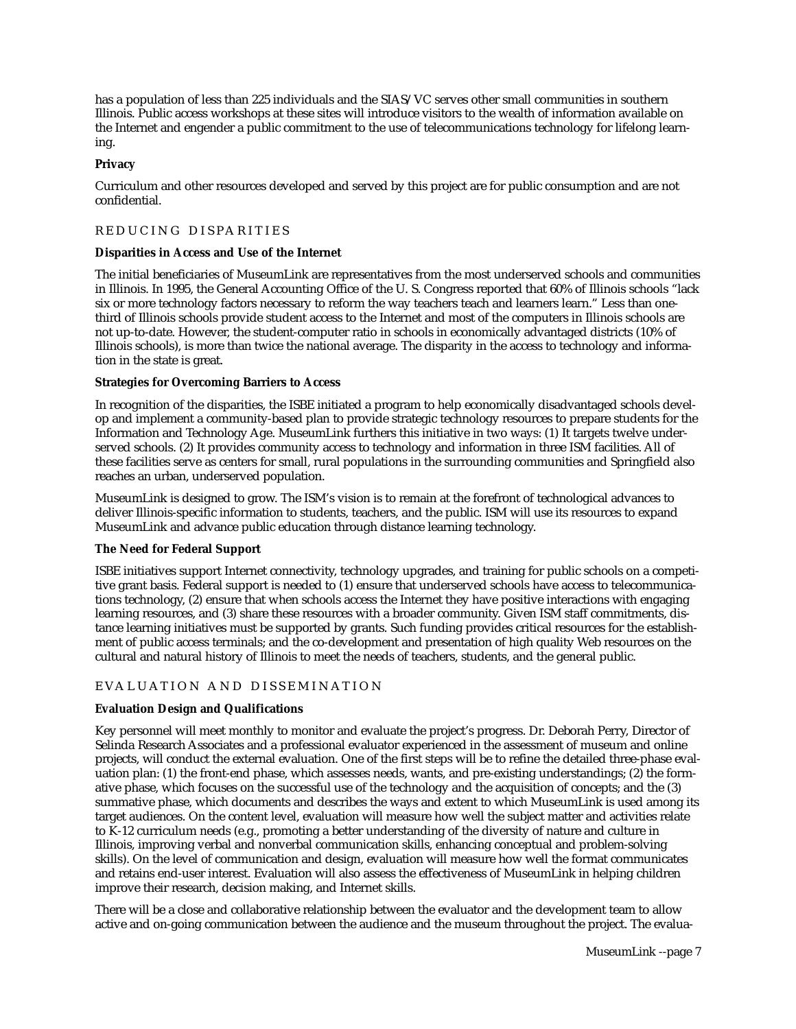has a population of less than 225 individuals and the SIAS/VC serves other small communities in southern Illinois. Public access workshops at these sites will introduce visitors to the wealth of information available on the Internet and engender a public commitment to the use of telecommunications technology for lifelong learning.

**Privacy**

Curriculum and other resources developed and served by this project are for public consumption and are not confidential.

## REDUCING DISPARITIES

**Disparities in Access and Use of the Internet**

The initial beneficiaries of MuseumLink are representatives from the most underserved schools and communities in Illinois. In 1995, the General Accounting Office of the U. S. Congress reported that 60% of Illinois schools "lack six or more technology factors necessary to reform the way teachers teach and learners learn." Less than one-third of Illinois schools provide student access to the Internet and most of the computers in Illinois schools are not up-to-date. However, the student-computer ratio in schools in economically advantaged districts (10% of Illinois schools), is more than twice the national average. The disparity in the access to technology and information in the state is great.

**Strategies for Overcoming Barriers to Access**

In recognition of the disparities, the ISBE initiated a program to help economically disadvantaged schools develop and implement a community-based plan to provide strategic technology resources to prepare students for the Information and Technology Age. MuseumLink furthers this initiative in two ways: (1) It targets twelve underserved schools. (2) It provides community access to technology and information in three ISM facilities. All of these facilities serve as centers for small, rural populations in the surrounding communities and Springfield also reaches an urban, underserved population.

MuseumLink is designed to grow. The ISM's vision is to remain at the forefront of technological advances to deliver Illinois-specific information to students, teachers, and the public. ISM will use its resources to expand MuseumLink and advance public education through distance learning technology.

**The Need for Federal Support**

ISBE initiatives support Internet connectivity, technology upgrades, and training for public schools on a competitive grant basis. Federal support is needed to (1) ensure that underserved schools have access to telecommunications technology, (2) ensure that when schools access the Internet they have positive interactions with engaging learning resources, and (3) share these resources with a broader community. Given ISM staff commitments, distance learning initiatives must be supported by grants. Such funding provides critical resources for the establishment of public access terminals; and the co-development and presentation of high quality Web resources on the cultural and natural history of Illinois to meet the needs of teachers, students, and the general public.

## EVALUATION AND DISSEMINATION

**Evaluation Design and Qualifications**

Key personnel will meet monthly to monitor and evaluate the project's progress. Dr. Deborah Perry, Director of Selinda Research Associates and a professional evaluator experienced in the assessment of museum and online projects, will conduct the external evaluation. One of the first steps will be to refine the detailed three-phase evaluation plan: (1) the front-end phase, which assesses needs, wants, and pre-existing understandings; (2) the formative phase, which focuses on the successful use of the technology and the acquisition of concepts; and the (3) summative phase, which documents and describes the ways and extent to which MuseumLink is used among its target audiences. On the content level, evaluation will measure how well the subject matter and activities relate to K-12 curriculum needs (e.g., promoting a better understanding of the diversity of nature and culture in Illinois, improving verbal and nonverbal communication skills, enhancing conceptual and problem-solving skills). On the level of communication and design, evaluation will measure how well the format communicates and retains end-user interest. Evaluation will also assess the effectiveness of MuseumLink in helping children improve their research, decision making, and Internet skills.

There will be a close and collaborative relationship between the evaluator and the development team to allow active and on-going communication between the audience and the museum throughout the project. The evalua-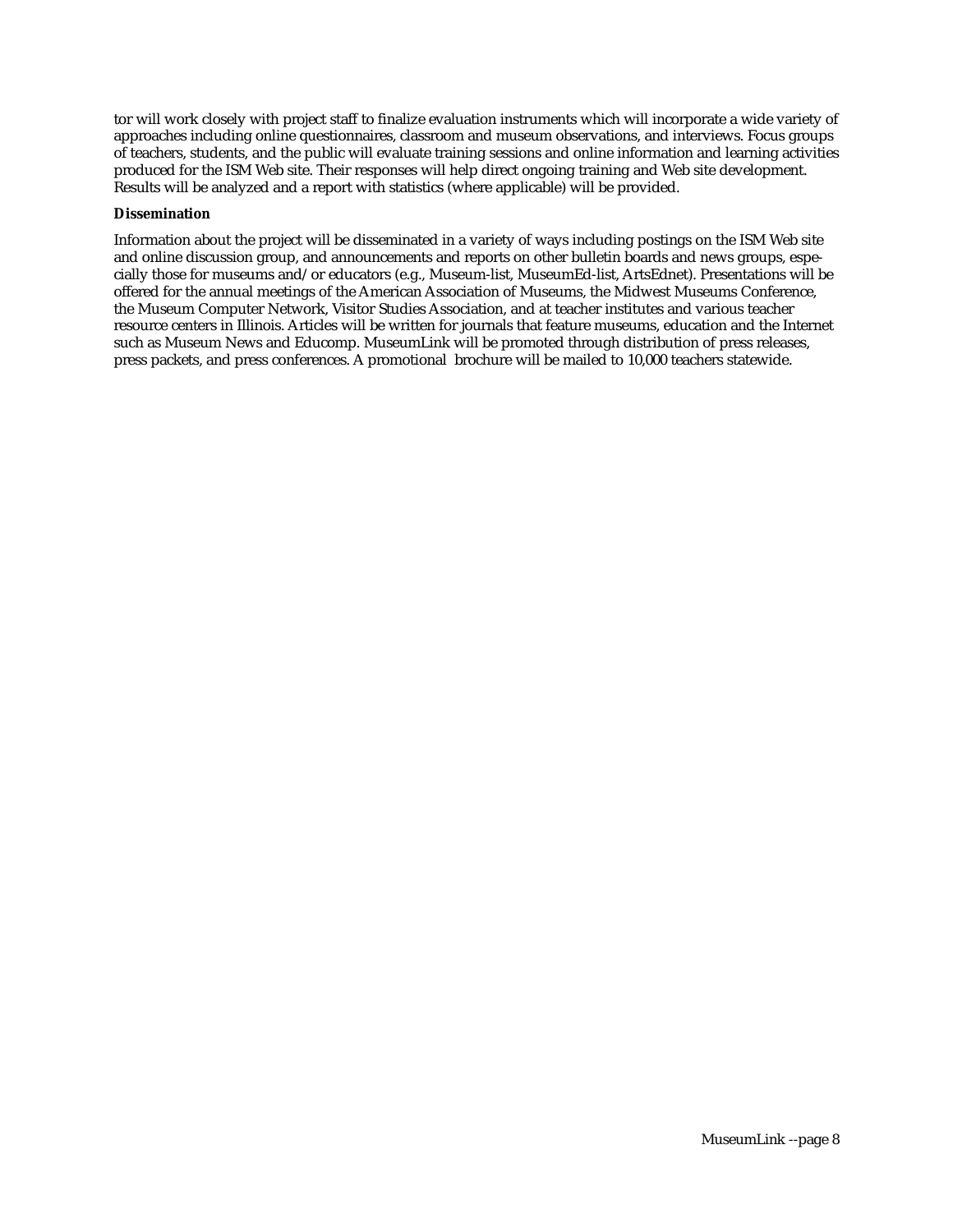tor will work closely with project staff to finalize evaluation instruments which will incorporate a wide variety of approaches including online questionnaires, classroom and museum observations, and interviews. Focus groups of teachers, students, and the public will evaluate training sessions and online information and learning activities produced for the ISM Web site. Their responses will help direct ongoing training and Web site development. Results will be analyzed and a report with statistics (where applicable) will be provided.

**Dissemination**

Information about the project will be disseminated in a variety of ways including postings on the ISM Web site and online discussion group, and announcements and reports on other bulletin boards and news groups, especially those for museums and/or educators (e.g., Museum-list, MuseumEd-list, ArtsEdnet). Presentations will be offered for the annual meetings of the American Association of Museums, the Midwest Museums Conference, the Museum Computer Network, Visitor Studies Association, and at teacher institutes and various teacher resource centers in Illinois. Articles will be written for journals that feature museums, education and the Internet such as Museum News and Educomp. MuseumLink will be promoted through distribution of press releases, press packets, and press conferences. A promotional brochure will be mailed to 10,000 teachers statewide.